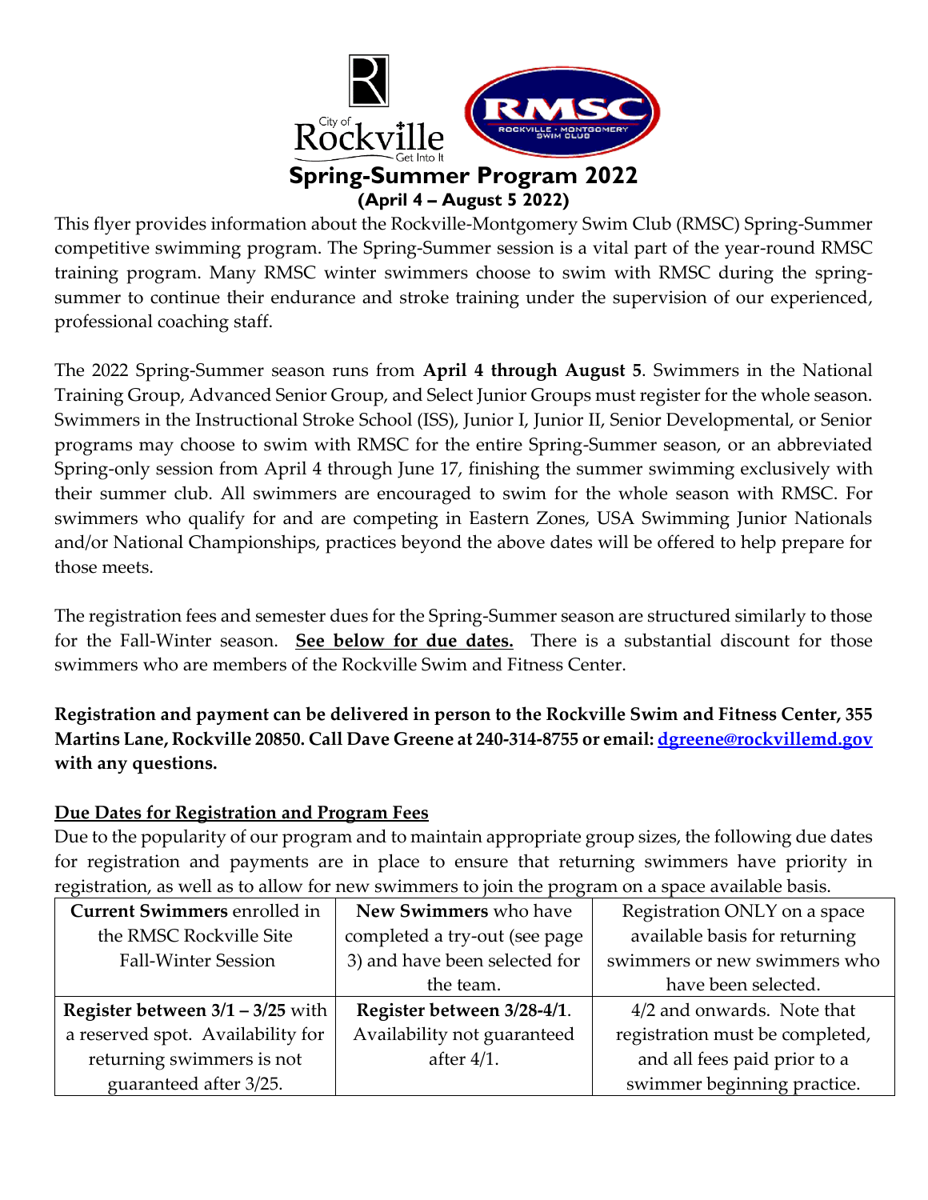# Spring-Summer Program 2022

**(April 4 – August 5 2022)**

This flyer provides information about the Rockville-Montgomery Swim Club (RMSC) Spring-Summer competitive swimming program. The Spring-Summer session is a vital part of the year-round RMSC training program. Many RMSC winter swimmers choose to swim with RMSC during the spring-summer to continue their endurance and stroke training under the supervision of our experienced, professional coaching staff.

The 2022 Spring-Summer season runs from **April 4 through August 5**. Swimmers in the National Training Group, Advanced Senior Group, and Select Junior Groups must register for the whole season. Swimmers in the Instructional Stroke School (ISS), Junior I, Junior II, Senior Developmental, or Senior programs may choose to swim with RMSC for the entire Spring-Summer season, or an abbreviated Spring-only session from April 4 through June 17, finishing the summer swimming exclusively with their summer club. All swimmers are encouraged to swim for the whole season with RMSC. For swimmers who qualify for and are competing in Eastern Zones, USA Swimming Junior Nationals and/or National Championships, practices beyond the above dates will be offered to help prepare for those meets.

The registration fees and semester dues for the Spring-Summer season are structured similarly to those for the Fall-Winter season. **See below for due dates.** There is a substantial discount for those swimmers who are members of the Rockville Swim and Fitness Center.

**Registration and payment can be delivered in person to the Rockville Swim and Fitness Center, 355 Martins Lane, Rockville 20850. Call Dave Greene at 240-314-8755 or email: dgreene@rockvillemd.gov with any questions.**

## Due Dates for Registration and Program Fees

Due to the popularity of our program and to maintain appropriate group sizes, the following due dates for registration and payments are in place to ensure that returning swimmers have priority in registration, as well as to allow for new swimmers to join the program on a space available basis.

| **Current Swimmers** enrolled in the RMSC Rockville Site Fall-Winter Session | **New Swimmers** who have completed a try-out (see page 3) and have been selected for the team. | Registration ONLY on a space available basis for returning swimmers or new swimmers who have been selected. |
|---|---|---|
| **Register between 3/1 – 3/25** with a reserved spot. Availability for returning swimmers is not guaranteed after 3/25. | **Register between 3/28-4/1**. Availability not guaranteed after 4/1. | 4/2 and onwards. Note that registration must be completed, and all fees paid prior to a swimmer beginning practice. |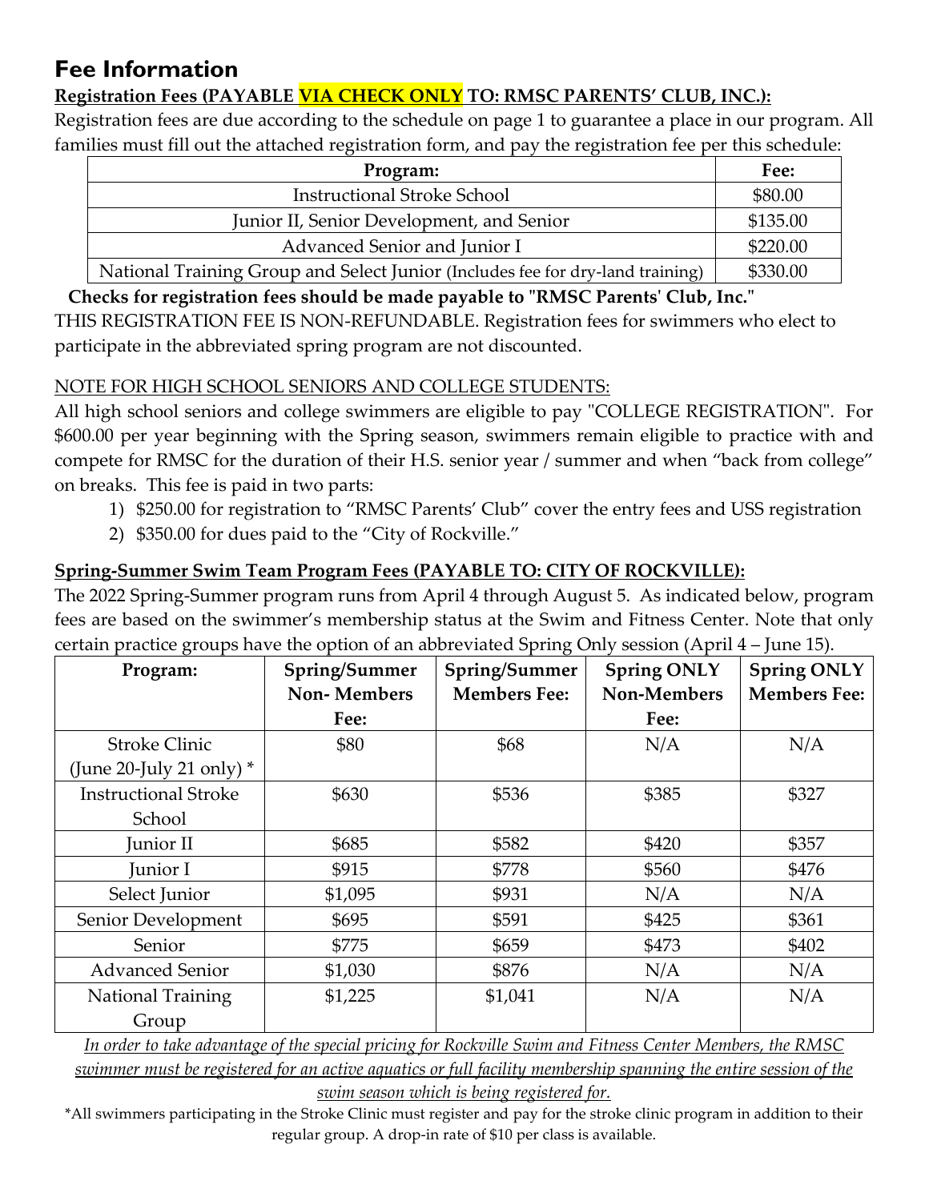# Fee Information

**Registration Fees (PAYABLE VIA CHECK ONLY TO: RMSC PARENTS' CLUB, INC.):**

Registration fees are due according to the schedule on page 1 to guarantee a place in our program. All families must fill out the attached registration form, and pay the registration fee per this schedule:

| Program: | Fee: |
|---|---|
| Instructional Stroke School | $80.00 |
| Junior II, Senior Development, and Senior | $135.00 |
| Advanced Senior and Junior I | $220.00 |
| National Training Group and Select Junior (Includes fee for dry-land training) | $330.00 |

**Checks for registration fees should be made payable to "RMSC Parents' Club, Inc."**

THIS REGISTRATION FEE IS NON-REFUNDABLE. Registration fees for swimmers who elect to participate in the abbreviated spring program are not discounted.

NOTE FOR HIGH SCHOOL SENIORS AND COLLEGE STUDENTS:

All high school seniors and college swimmers are eligible to pay "COLLEGE REGISTRATION". For $600.00 per year beginning with the Spring season, swimmers remain eligible to practice with and compete for RMSC for the duration of their H.S. senior year / summer and when "back from college" on breaks. This fee is paid in two parts:

1) $250.00 for registration to "RMSC Parents' Club" cover the entry fees and USS registration
2) $350.00 for dues paid to the "City of Rockville."

**Spring-Summer Swim Team Program Fees (PAYABLE TO: CITY OF ROCKVILLE):**

The 2022 Spring-Summer program runs from April 4 through August 5. As indicated below, program fees are based on the swimmer's membership status at the Swim and Fitness Center. Note that only certain practice groups have the option of an abbreviated Spring Only session (April 4 – June 15).

| Program: | Spring/Summer Non- Members Fee: | Spring/Summer Members Fee: | Spring ONLY Non-Members Fee: | Spring ONLY Members Fee: |
|---|---|---|---|---|
| Stroke Clinic (June 20-July 21 only) * | $80 | $68 | N/A | N/A |
| Instructional Stroke School | $630 | $536 | $385 | $327 |
| Junior II | $685 | $582 | $420 | $357 |
| Junior I | $915 | $778 | $560 | $476 |
| Select Junior | $1,095 | $931 | N/A | N/A |
| Senior Development | $695 | $591 | $425 | $361 |
| Senior | $775 | $659 | $473 | $402 |
| Advanced Senior | $1,030 | $876 | N/A | N/A |
| National Training Group | $1,225 | $1,041 | N/A | N/A |

*In order to take advantage of the special pricing for Rockville Swim and Fitness Center Members, the RMSC swimmer must be registered for an active aquatics or full facility membership spanning the entire session of the swim season which is being registered for.*

*All swimmers participating in the Stroke Clinic must register and pay for the stroke clinic program in addition to their regular group. A drop-in rate of $10 per class is available.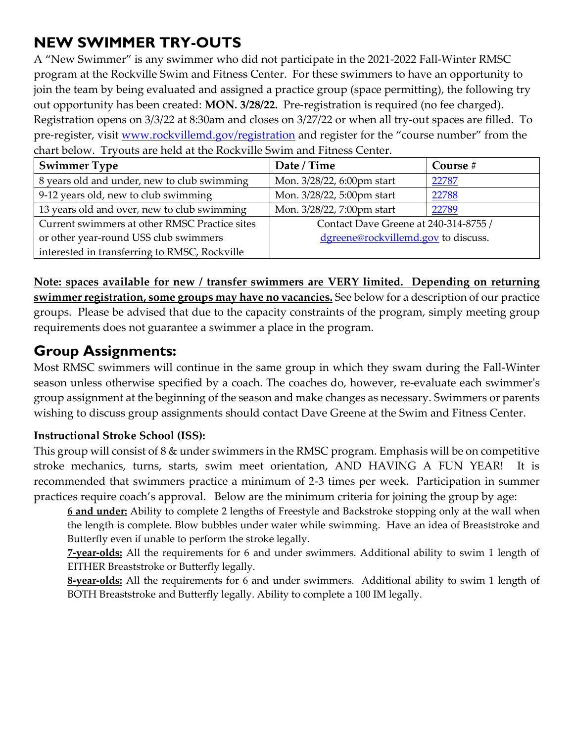# NEW SWIMMER TRY-OUTS

A "New Swimmer" is any swimmer who did not participate in the 2021-2022 Fall-Winter RMSC program at the Rockville Swim and Fitness Center. For these swimmers to have an opportunity to join the team by being evaluated and assigned a practice group (space permitting), the following try out opportunity has been created: **MON. 3/28/22.** Pre-registration is required (no fee charged). Registration opens on 3/3/22 at 8:30am and closes on 3/27/22 or when all try-out spaces are filled. To pre-register, visit [www.rockvillemd.gov/registration](www.rockvillemd.gov/registration) and register for the "course number" from the chart below. Tryouts are held at the Rockville Swim and Fitness Center.

| Swimmer Type | Date / Time | Course # |
|---|---|---|
| 8 years old and under, new to club swimming | Mon. 3/28/22, 6:00pm start | 22787 |
| 9-12 years old, new to club swimming | Mon. 3/28/22, 5:00pm start | 22788 |
| 13 years old and over, new to club swimming | Mon. 3/28/22, 7:00pm start | 22789 |
| Current swimmers at other RMSC Practice sites or other year-round USS club swimmers interested in transferring to RMSC, Rockville | Contact Dave Greene at 240-314-8755 / dgreene@rockvillemd.gov to discuss. | |

**Note: spaces available for new / transfer swimmers are VERY limited. Depending on returning swimmer registration, some groups may have no vacancies.** See below for a description of our practice groups. Please be advised that due to the capacity constraints of the program, simply meeting group requirements does not guarantee a swimmer a place in the program.

## Group Assignments:

Most RMSC swimmers will continue in the same group in which they swam during the Fall-Winter season unless otherwise specified by a coach. The coaches do, however, re-evaluate each swimmer's group assignment at the beginning of the season and make changes as necessary. Swimmers or parents wishing to discuss group assignments should contact Dave Greene at the Swim and Fitness Center.

### Instructional Stroke School (ISS):

This group will consist of 8 & under swimmers in the RMSC program. Emphasis will be on competitive stroke mechanics, turns, starts, swim meet orientation, AND HAVING A FUN YEAR! It is recommended that swimmers practice a minimum of 2-3 times per week. Participation in summer practices require coach's approval. Below are the minimum criteria for joining the group by age:

**6 and under:** Ability to complete 2 lengths of Freestyle and Backstroke stopping only at the wall when the length is complete. Blow bubbles under water while swimming. Have an idea of Breaststroke and Butterfly even if unable to perform the stroke legally.

**7-year-olds:** All the requirements for 6 and under swimmers. Additional ability to swim 1 length of EITHER Breaststroke or Butterfly legally.

**8-year-olds:** All the requirements for 6 and under swimmers. Additional ability to swim 1 length of BOTH Breaststroke and Butterfly legally. Ability to complete a 100 IM legally.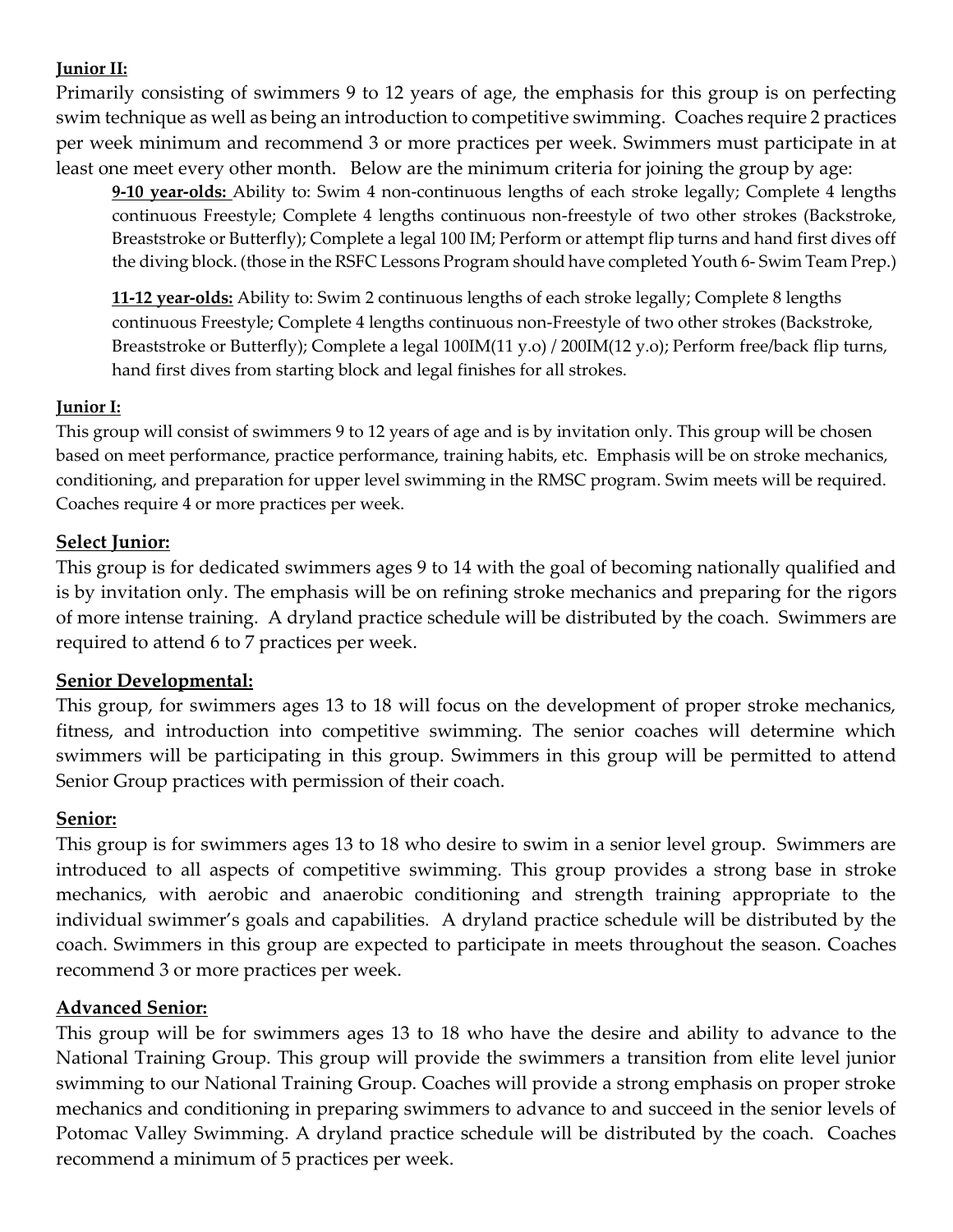**Junior II:**

Primarily consisting of swimmers 9 to 12 years of age, the emphasis for this group is on perfecting swim technique as well as being an introduction to competitive swimming. Coaches require 2 practices per week minimum and recommend 3 or more practices per week. Swimmers must participate in at least one meet every other month. Below are the minimum criteria for joining the group by age:

**9-10 year-olds:** Ability to: Swim 4 non-continuous lengths of each stroke legally; Complete 4 lengths continuous Freestyle; Complete 4 lengths continuous non-freestyle of two other strokes (Backstroke, Breaststroke or Butterfly); Complete a legal 100 IM; Perform or attempt flip turns and hand first dives off the diving block. (those in the RSFC Lessons Program should have completed Youth 6- Swim Team Prep.)

**11-12 year-olds:** Ability to: Swim 2 continuous lengths of each stroke legally; Complete 8 lengths continuous Freestyle; Complete 4 lengths continuous non-Freestyle of two other strokes (Backstroke, Breaststroke or Butterfly); Complete a legal 100IM(11 y.o) / 200IM(12 y.o); Perform free/back flip turns, hand first dives from starting block and legal finishes for all strokes.

**Junior I:**

This group will consist of swimmers 9 to 12 years of age and is by invitation only. This group will be chosen based on meet performance, practice performance, training habits, etc. Emphasis will be on stroke mechanics, conditioning, and preparation for upper level swimming in the RMSC program. Swim meets will be required. Coaches require 4 or more practices per week.

**Select Junior:**

This group is for dedicated swimmers ages 9 to 14 with the goal of becoming nationally qualified and is by invitation only. The emphasis will be on refining stroke mechanics and preparing for the rigors of more intense training. A dryland practice schedule will be distributed by the coach. Swimmers are required to attend 6 to 7 practices per week.

**Senior Developmental:**

This group, for swimmers ages 13 to 18 will focus on the development of proper stroke mechanics, fitness, and introduction into competitive swimming. The senior coaches will determine which swimmers will be participating in this group. Swimmers in this group will be permitted to attend Senior Group practices with permission of their coach.

**Senior:**

This group is for swimmers ages 13 to 18 who desire to swim in a senior level group. Swimmers are introduced to all aspects of competitive swimming. This group provides a strong base in stroke mechanics, with aerobic and anaerobic conditioning and strength training appropriate to the individual swimmer's goals and capabilities. A dryland practice schedule will be distributed by the coach. Swimmers in this group are expected to participate in meets throughout the season. Coaches recommend 3 or more practices per week.

**Advanced Senior:**

This group will be for swimmers ages 13 to 18 who have the desire and ability to advance to the National Training Group. This group will provide the swimmers a transition from elite level junior swimming to our National Training Group. Coaches will provide a strong emphasis on proper stroke mechanics and conditioning in preparing swimmers to advance to and succeed in the senior levels of Potomac Valley Swimming. A dryland practice schedule will be distributed by the coach. Coaches recommend a minimum of 5 practices per week.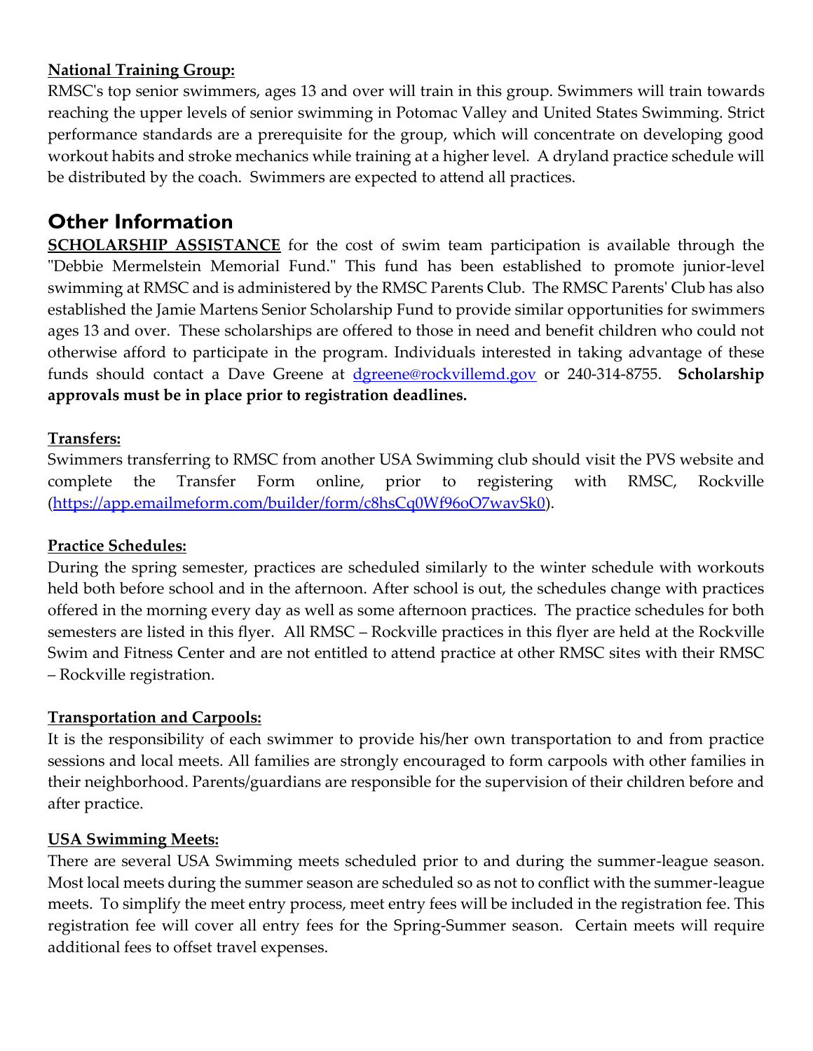**National Training Group:**

RMSC's top senior swimmers, ages 13 and over will train in this group. Swimmers will train towards reaching the upper levels of senior swimming in Potomac Valley and United States Swimming. Strict performance standards are a prerequisite for the group, which will concentrate on developing good workout habits and stroke mechanics while training at a higher level. A dryland practice schedule will be distributed by the coach. Swimmers are expected to attend all practices.

## Other Information

**SCHOLARSHIP ASSISTANCE** for the cost of swim team participation is available through the "Debbie Mermelstein Memorial Fund." This fund has been established to promote junior-level swimming at RMSC and is administered by the RMSC Parents Club. The RMSC Parents' Club has also established the Jamie Martens Senior Scholarship Fund to provide similar opportunities for swimmers ages 13 and over. These scholarships are offered to those in need and benefit children who could not otherwise afford to participate in the program. Individuals interested in taking advantage of these funds should contact a Dave Greene at dgreene@rockvillemd.gov or 240-314-8755. **Scholarship approvals must be in place prior to registration deadlines.**

**Transfers:**

Swimmers transferring to RMSC from another USA Swimming club should visit the PVS website and complete the Transfer Form online, prior to registering with RMSC, Rockville (https://app.emailmeform.com/builder/form/c8hsCq0Wf96oO7wavSk0).

**Practice Schedules:**

During the spring semester, practices are scheduled similarly to the winter schedule with workouts held both before school and in the afternoon. After school is out, the schedules change with practices offered in the morning every day as well as some afternoon practices. The practice schedules for both semesters are listed in this flyer. All RMSC – Rockville practices in this flyer are held at the Rockville Swim and Fitness Center and are not entitled to attend practice at other RMSC sites with their RMSC – Rockville registration.

**Transportation and Carpools:**

It is the responsibility of each swimmer to provide his/her own transportation to and from practice sessions and local meets. All families are strongly encouraged to form carpools with other families in their neighborhood. Parents/guardians are responsible for the supervision of their children before and after practice.

**USA Swimming Meets:**

There are several USA Swimming meets scheduled prior to and during the summer-league season. Most local meets during the summer season are scheduled so as not to conflict with the summer-league meets. To simplify the meet entry process, meet entry fees will be included in the registration fee. This registration fee will cover all entry fees for the Spring-Summer season. Certain meets will require additional fees to offset travel expenses.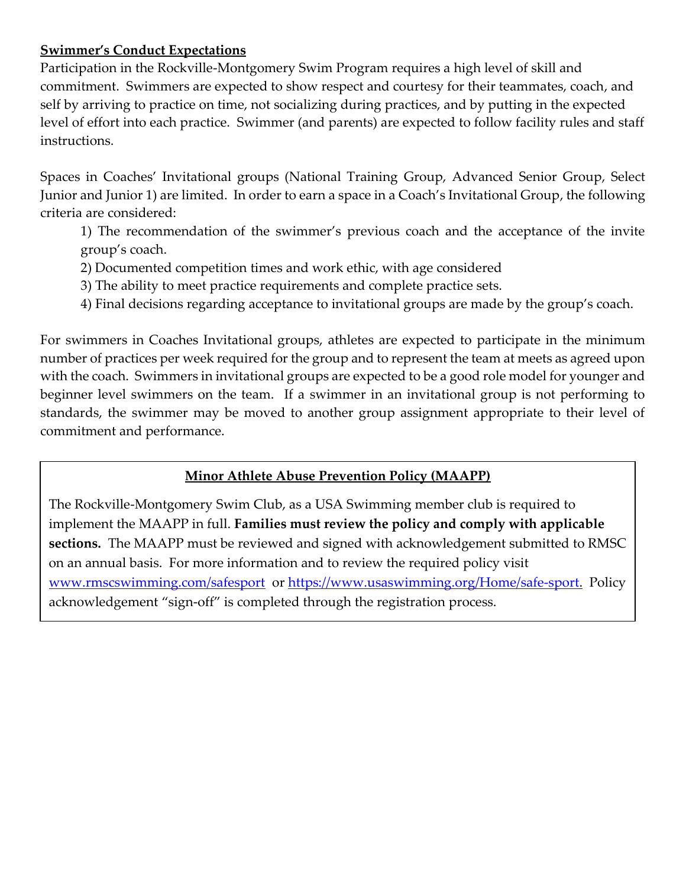**Swimmer's Conduct Expectations**

Participation in the Rockville-Montgomery Swim Program requires a high level of skill and commitment. Swimmers are expected to show respect and courtesy for their teammates, coach, and self by arriving to practice on time, not socializing during practices, and by putting in the expected level of effort into each practice. Swimmer (and parents) are expected to follow facility rules and staff instructions.

Spaces in Coaches' Invitational groups (National Training Group, Advanced Senior Group, Select Junior and Junior 1) are limited. In order to earn a space in a Coach's Invitational Group, the following criteria are considered:

1) The recommendation of the swimmer's previous coach and the acceptance of the invite group's coach.
2) Documented competition times and work ethic, with age considered
3) The ability to meet practice requirements and complete practice sets.
4) Final decisions regarding acceptance to invitational groups are made by the group's coach.

For swimmers in Coaches Invitational groups, athletes are expected to participate in the minimum number of practices per week required for the group and to represent the team at meets as agreed upon with the coach. Swimmers in invitational groups are expected to be a good role model for younger and beginner level swimmers on the team. If a swimmer in an invitational group is not performing to standards, the swimmer may be moved to another group assignment appropriate to their level of commitment and performance.

**Minor Athlete Abuse Prevention Policy (MAAPP)**

The Rockville-Montgomery Swim Club, as a USA Swimming member club is required to implement the MAAPP in full. **Families must review the policy and comply with applicable sections.** The MAAPP must be reviewed and signed with acknowledgement submitted to RMSC on an annual basis. For more information and to review the required policy visit www.rmscswimming.com/safesport or https://www.usaswimming.org/Home/safe-sport. Policy acknowledgement "sign-off" is completed through the registration process.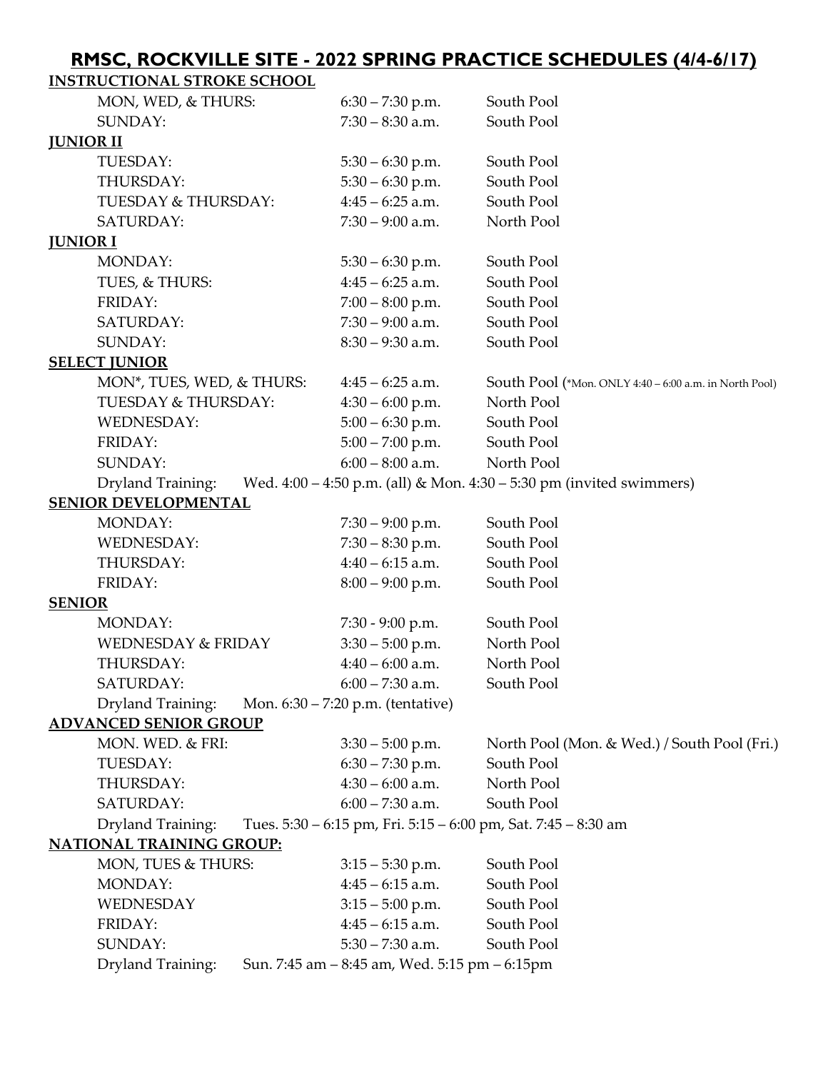# RMSC, ROCKVILLE SITE - 2022 SPRING PRACTICE SCHEDULES (4/4-6/17)

## INSTRUCTIONAL STROKE SCHOOL

| | | |
|---|---|---|
| MON, WED, & THURS: | 6:30 – 7:30 p.m. | South Pool |
| SUNDAY: | 7:30 – 8:30 a.m. | South Pool |

## JUNIOR II

| | | |
|---|---|---|
| TUESDAY: | 5:30 – 6:30 p.m. | South Pool |
| THURSDAY: | 5:30 – 6:30 p.m. | South Pool |
| TUESDAY & THURSDAY: | 4:45 – 6:25 a.m. | South Pool |
| SATURDAY: | 7:30 – 9:00 a.m. | North Pool |

## JUNIOR I

| | | |
|---|---|---|
| MONDAY: | 5:30 – 6:30 p.m. | South Pool |
| TUES, & THURS: | 4:45 – 6:25 a.m. | South Pool |
| FRIDAY: | 7:00 – 8:00 p.m. | South Pool |
| SATURDAY: | 7:30 – 9:00 a.m. | South Pool |
| SUNDAY: | 8:30 – 9:30 a.m. | South Pool |

## SELECT JUNIOR

| | | |
|---|---|---|
| MON*, TUES, WED, & THURS: | 4:45 – 6:25 a.m. | South Pool (*Mon. ONLY 4:40 – 6:00 a.m. in North Pool) |
| TUESDAY & THURSDAY: | 4:30 – 6:00 p.m. | North Pool |
| WEDNESDAY: | 5:00 – 6:30 p.m. | South Pool |
| FRIDAY: | 5:00 – 7:00 p.m. | South Pool |
| SUNDAY: | 6:00 – 8:00 a.m. | North Pool |

Dryland Training: Wed. 4:00 – 4:50 p.m. (all) & Mon. 4:30 – 5:30 pm (invited swimmers)

## SENIOR DEVELOPMENTAL

| | | |
|---|---|---|
| MONDAY: | 7:30 – 9:00 p.m. | South Pool |
| WEDNESDAY: | 7:30 – 8:30 p.m. | South Pool |
| THURSDAY: | 4:40 – 6:15 a.m. | South Pool |
| FRIDAY: | 8:00 – 9:00 p.m. | South Pool |

## SENIOR

| | | |
|---|---|---|
| MONDAY: | 7:30 - 9:00 p.m. | South Pool |
| WEDNESDAY & FRIDAY | 3:30 – 5:00 p.m. | North Pool |
| THURSDAY: | 4:40 – 6:00 a.m. | North Pool |
| SATURDAY: | 6:00 – 7:30 a.m. | South Pool |

Dryland Training: Mon. 6:30 – 7:20 p.m. (tentative)

## ADVANCED SENIOR GROUP

| | | |
|---|---|---|
| MON. WED. & FRI: | 3:30 – 5:00 p.m. | North Pool (Mon. & Wed.) / South Pool (Fri.) |
| TUESDAY: | 6:30 – 7:30 p.m. | South Pool |
| THURSDAY: | 4:30 – 6:00 a.m. | North Pool |
| SATURDAY: | 6:00 – 7:30 a.m. | South Pool |

Dryland Training: Tues. 5:30 – 6:15 pm, Fri. 5:15 – 6:00 pm, Sat. 7:45 – 8:30 am

## NATIONAL TRAINING GROUP:

| | | |
|---|---|---|
| MON, TUES & THURS: | 3:15 – 5:30 p.m. | South Pool |
| MONDAY: | 4:45 – 6:15 a.m. | South Pool |
| WEDNESDAY | 3:15 – 5:00 p.m. | South Pool |
| FRIDAY: | 4:45 – 6:15 a.m. | South Pool |
| SUNDAY: | 5:30 – 7:30 a.m. | South Pool |

Dryland Training: Sun. 7:45 am – 8:45 am, Wed. 5:15 pm – 6:15pm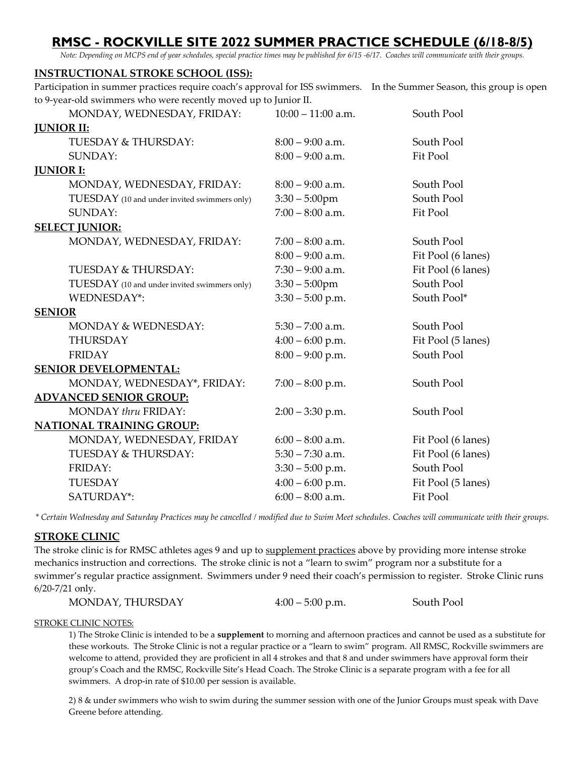# RMSC - ROCKVILLE SITE 2022 SUMMER PRACTICE SCHEDULE (6/18-8/5)

*Note: Depending on MCPS end of year schedules, special practice times may be published for 6/15 -6/17. Coaches will communicate with their groups.*

## INSTRUCTIONAL STROKE SCHOOL (ISS):

Participation in summer practices require coach's approval for ISS swimmers. In the Summer Season, this group is open to 9-year-old swimmers who were recently moved up to Junior II.

| Day | Time | Location |
|---|---|---|
| MONDAY, WEDNESDAY, FRIDAY: | 10:00 – 11:00 a.m. | South Pool |

## JUNIOR II:

| Day | Time | Location |
|---|---|---|
| TUESDAY & THURSDAY: | 8:00 – 9:00 a.m. | South Pool |
| SUNDAY: | 8:00 – 9:00 a.m. | Fit Pool |

## JUNIOR I:

| Day | Time | Location |
|---|---|---|
| MONDAY, WEDNESDAY, FRIDAY: | 8:00 – 9:00 a.m. | South Pool |
| TUESDAY (10 and under invited swimmers only) | 3:30 – 5:00pm | South Pool |
| SUNDAY: | 7:00 – 8:00 a.m. | Fit Pool |

## SELECT JUNIOR:

| Day | Time | Location |
|---|---|---|
| MONDAY, WEDNESDAY, FRIDAY: | 7:00 – 8:00 a.m. | South Pool |
| | 8:00 – 9:00 a.m. | Fit Pool (6 lanes) |
| TUESDAY & THURSDAY: | 7:30 – 9:00 a.m. | Fit Pool (6 lanes) |
| TUESDAY (10 and under invited swimmers only) | 3:30 – 5:00pm | South Pool |
| WEDNESDAY*: | 3:30 – 5:00 p.m. | South Pool* |

## SENIOR

| Day | Time | Location |
|---|---|---|
| MONDAY & WEDNESDAY: | 5:30 – 7:00 a.m. | South Pool |
| THURSDAY | 4:00 – 6:00 p.m. | Fit Pool (5 lanes) |
| FRIDAY | 8:00 – 9:00 p.m. | South Pool |

## SENIOR DEVELOPMENTAL:

| Day | Time | Location |
|---|---|---|
| MONDAY, WEDNESDAY*, FRIDAY: | 7:00 – 8:00 p.m. | South Pool |

## ADVANCED SENIOR GROUP:

| Day | Time | Location |
|---|---|---|
| MONDAY *thru* FRIDAY: | 2:00 – 3:30 p.m. | South Pool |

## NATIONAL TRAINING GROUP:

| Day | Time | Location |
|---|---|---|
| MONDAY, WEDNESDAY, FRIDAY | 6:00 – 8:00 a.m. | Fit Pool (6 lanes) |
| TUESDAY & THURSDAY: | 5:30 – 7:30 a.m. | Fit Pool (6 lanes) |
| FRIDAY: | 3:30 – 5:00 p.m. | South Pool |
| TUESDAY | 4:00 – 6:00 p.m. | Fit Pool (5 lanes) |
| SATURDAY*: | 6:00 – 8:00 a.m. | Fit Pool |

*\* Certain Wednesday and Saturday Practices may be cancelled / modified due to Swim Meet schedules. Coaches will communicate with their groups.*

## STROKE CLINIC

The stroke clinic is for RMSC athletes ages 9 and up to supplement practices above by providing more intense stroke mechanics instruction and corrections. The stroke clinic is not a "learn to swim" program nor a substitute for a swimmer's regular practice assignment. Swimmers under 9 need their coach's permission to register. Stroke Clinic runs 6/20-7/21 only.

| Day | Time | Location |
|---|---|---|
| MONDAY, THURSDAY | 4:00 – 5:00 p.m. | South Pool |

STROKE CLINIC NOTES:

1) The Stroke Clinic is intended to be a **supplement** to morning and afternoon practices and cannot be used as a substitute for these workouts. The Stroke Clinic is not a regular practice or a "learn to swim" program. All RMSC, Rockville swimmers are welcome to attend, provided they are proficient in all 4 strokes and that 8 and under swimmers have approval form their group's Coach and the RMSC, Rockville Site's Head Coach. The Stroke Clinic is a separate program with a fee for all swimmers. A drop-in rate of $10.00 per session is available.

2) 8 & under swimmers who wish to swim during the summer session with one of the Junior Groups must speak with Dave Greene before attending.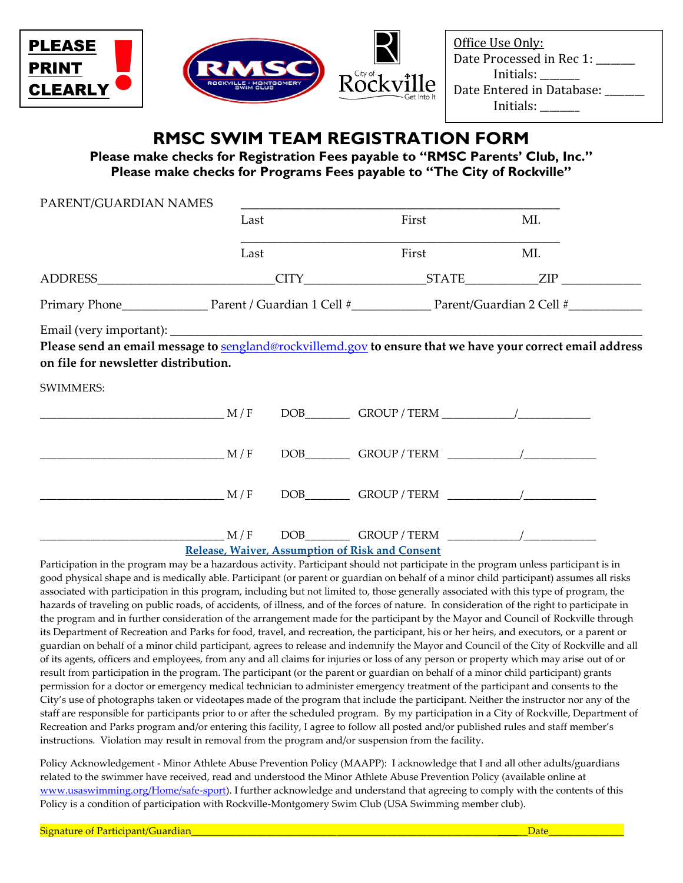**PLEASE PRINT CLEARLY !**

City of Rockville — Get Into It

Office Use Only:
Date Processed in Rec 1: ______
Initials: ______
Date Entered in Database: ______
Initials: ______

# RMSC SWIM TEAM REGISTRATION FORM

**Please make checks for Registration Fees payable to "RMSC Parents' Club, Inc."**
**Please make checks for Programs Fees payable to "The City of Rockville"**

PARENT/GUARDIAN NAMES ____________________________________________
Last First MI.

____________________________________________
Last First MI.

ADDRESS__________________________CITY_________________STATE__________ZIP ___________

Primary Phone_____________ Parent / Guardian 1 Cell #____________ Parent/Guardian 2 Cell #___________

Email (very important): ______________________________________________________________________

**Please send an email message to** sengland@rockvillemd.gov **to ensure that we have your correct email address on file for newsletter distribution.**

SWIMMERS:

_____________________________ M / F DOB_______ GROUP / TERM ____________/____________

_____________________________ M / F DOB_______ GROUP / TERM ____________/____________

_____________________________ M / F DOB_______ GROUP / TERM ____________/____________

_____________________________ M / F DOB_______ GROUP / TERM ____________/____________

## Release, Waiver, Assumption of Risk and Consent

Participation in the program may be a hazardous activity. Participant should not participate in the program unless participant is in good physical shape and is medically able. Participant (or parent or guardian on behalf of a minor child participant) assumes all risks associated with participation in this program, including but not limited to, those generally associated with this type of program, the hazards of traveling on public roads, of accidents, of illness, and of the forces of nature. In consideration of the right to participate in the program and in further consideration of the arrangement made for the participant by the Mayor and Council of Rockville through its Department of Recreation and Parks for food, travel, and recreation, the participant, his or her heirs, and executors, or a parent or guardian on behalf of a minor child participant, agrees to release and indemnify the Mayor and Council of the City of Rockville and all of its agents, officers and employees, from any and all claims for injuries or loss of any person or property which may arise out of or result from participation in the program. The participant (or the parent or guardian on behalf of a minor child participant) grants permission for a doctor or emergency medical technician to administer emergency treatment of the participant and consents to the City's use of photographs taken or videotapes made of the program that include the participant. Neither the instructor nor any of the staff are responsible for participants prior to or after the scheduled program. By my participation in a City of Rockville, Department of Recreation and Parks program and/or entering this facility, I agree to follow all posted and/or published rules and staff member's instructions. Violation may result in removal from the program and/or suspension from the facility.

Policy Acknowledgement - Minor Athlete Abuse Prevention Policy (MAAPP): I acknowledge that I and all other adults/guardians related to the swimmer have received, read and understood the Minor Athlete Abuse Prevention Policy (available online at www.usaswimming.org/Home/safe-sport). I further acknowledge and understand that agreeing to comply with the contents of this Policy is a condition of participation with Rockville-Montgomery Swim Club (USA Swimming member club).

Signature of Participant/Guardian______________________________________________________Date_____________